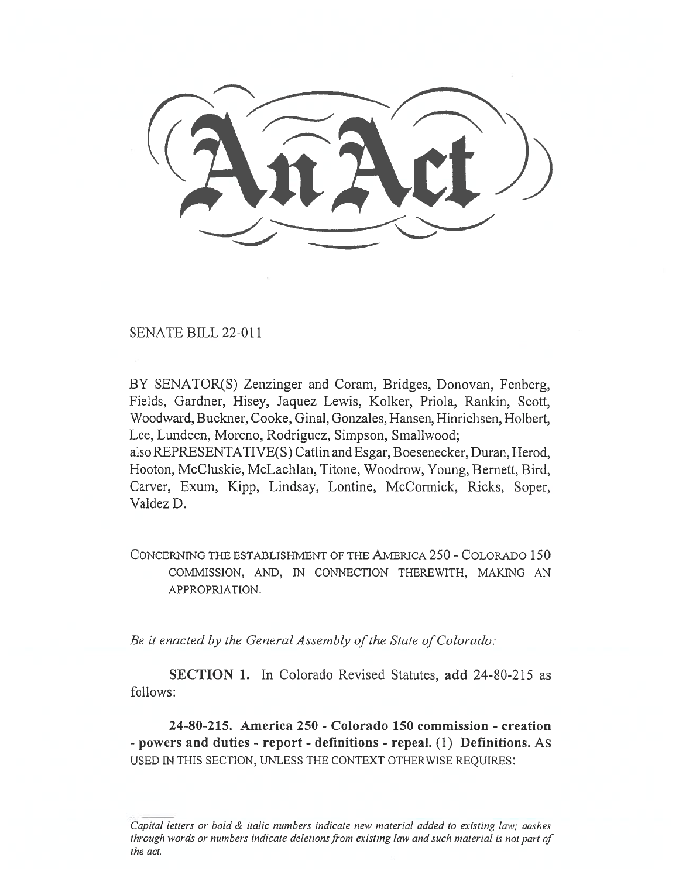An Act

SENATE BILL 22-011

BY SENATOR(S) Zenzinger and Coram, Bridges, Donovan, Fenberg, Fields, Gardner, Hisey, Jaquez Lewis, Kolker, Priola, Rankin, Scott, Woodward, Buckner, Cooke, Ginal, Gonzales, Hansen, Hinrichsen, Holbert, Lee, Lundeen, Moreno, Rodriguez, Simpson, Smallwood;
also REPRESENTATIVE(S) Catlin and Esgar, Boesenecker, Duran, Herod, Hooton, McCluskie, McLachlan, Titone, Woodrow, Young, Bernett, Bird, Carver, Exum, Kipp, Lindsay, Lontine, McCormick, Ricks, Soper, Valdez D.

CONCERNING THE ESTABLISHMENT OF THE AMERICA 250 - COLORADO 150 COMMISSION, AND, IN CONNECTION THEREWITH, MAKING AN APPROPRIATION.

*Be it enacted by the General Assembly of the State of Colorado:*

**SECTION 1.** In Colorado Revised Statutes, **add** 24-80-215 as follows:

**24-80-215. America 250 - Colorado 150 commission - creation - powers and duties - report - definitions - repeal. (1) Definitions.** AS USED IN THIS SECTION, UNLESS THE CONTEXT OTHERWISE REQUIRES:

*Capital letters or bold & italic numbers indicate new material added to existing law; dashes through words or numbers indicate deletions from existing law and such material is not part of the act.*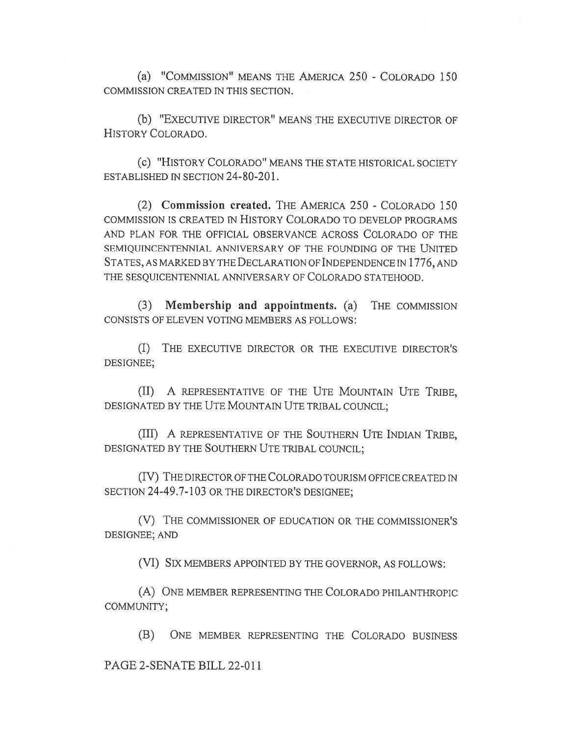(a) "COMMISSION" MEANS THE AMERICA 250 - COLORADO 150 COMMISSION CREATED IN THIS SECTION.

(b) "EXECUTIVE DIRECTOR" MEANS THE EXECUTIVE DIRECTOR OF HISTORY COLORADO.

(c) "HISTORY COLORADO" MEANS THE STATE HISTORICAL SOCIETY ESTABLISHED IN SECTION 24-80-201.

(2) **Commission created.** THE AMERICA 250 - COLORADO 150 COMMISSION IS CREATED IN HISTORY COLORADO TO DEVELOP PROGRAMS AND PLAN FOR THE OFFICIAL OBSERVANCE ACROSS COLORADO OF THE SEMIQUINCENTENNIAL ANNIVERSARY OF THE FOUNDING OF THE UNITED STATES, AS MARKED BY THE DECLARATION OF INDEPENDENCE IN 1776, AND THE SESQUICENTENNIAL ANNIVERSARY OF COLORADO STATEHOOD.

(3) **Membership and appointments.** (a) THE COMMISSION CONSISTS OF ELEVEN VOTING MEMBERS AS FOLLOWS:

(I) THE EXECUTIVE DIRECTOR OR THE EXECUTIVE DIRECTOR'S DESIGNEE;

(II) A REPRESENTATIVE OF THE UTE MOUNTAIN UTE TRIBE, DESIGNATED BY THE UTE MOUNTAIN UTE TRIBAL COUNCIL;

(III) A REPRESENTATIVE OF THE SOUTHERN UTE INDIAN TRIBE, DESIGNATED BY THE SOUTHERN UTE TRIBAL COUNCIL;

(IV) THE DIRECTOR OF THE COLORADO TOURISM OFFICE CREATED IN SECTION 24-49.7-103 OR THE DIRECTOR'S DESIGNEE;

(V) THE COMMISSIONER OF EDUCATION OR THE COMMISSIONER'S DESIGNEE; AND

(VI) SIX MEMBERS APPOINTED BY THE GOVERNOR, AS FOLLOWS:

(A) ONE MEMBER REPRESENTING THE COLORADO PHILANTHROPIC COMMUNITY;

(B) ONE MEMBER REPRESENTING THE COLORADO BUSINESS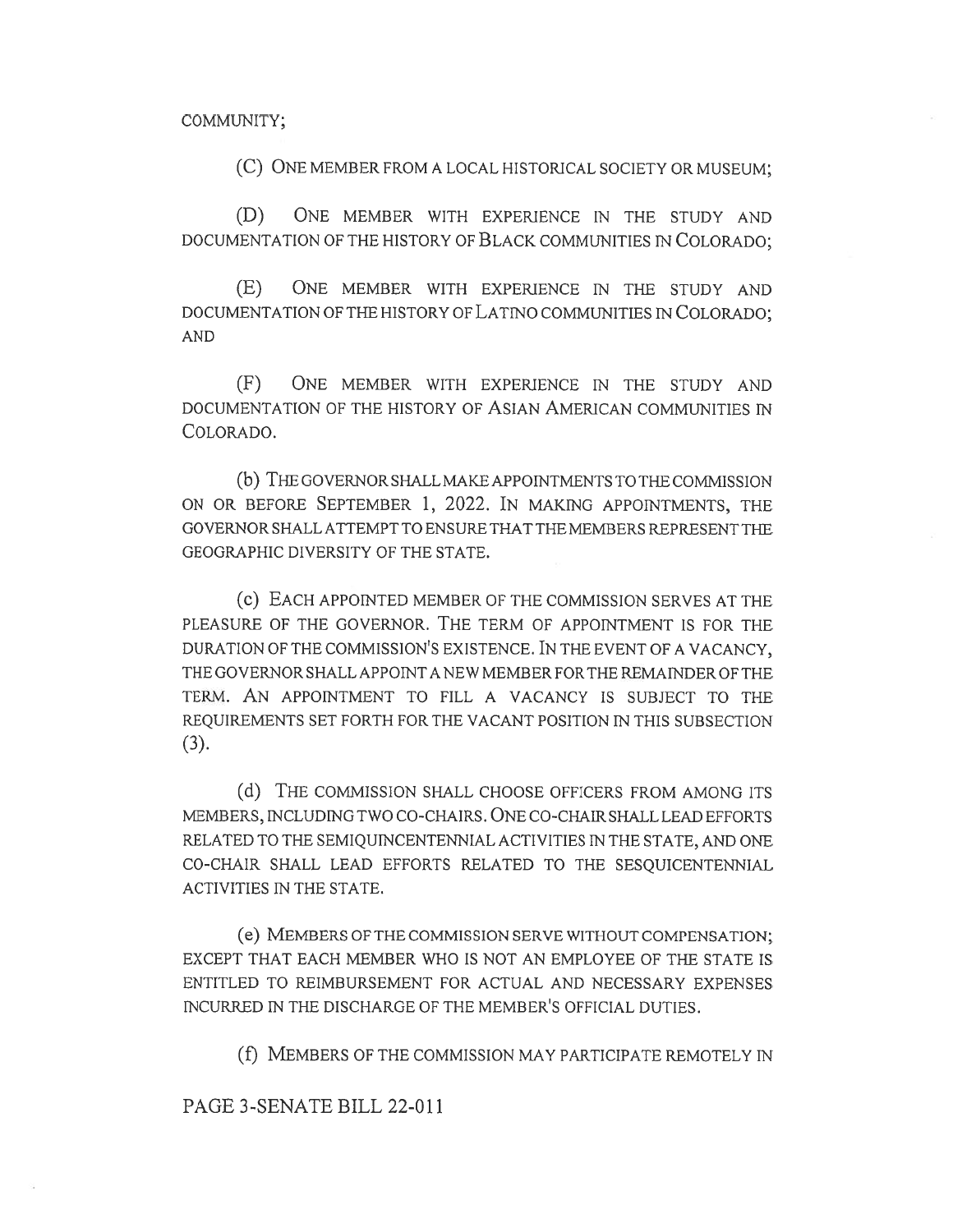COMMUNITY;

(C) ONE MEMBER FROM A LOCAL HISTORICAL SOCIETY OR MUSEUM;

(D) ONE MEMBER WITH EXPERIENCE IN THE STUDY AND DOCUMENTATION OF THE HISTORY OF BLACK COMMUNITIES IN COLORADO;

(E) ONE MEMBER WITH EXPERIENCE IN THE STUDY AND DOCUMENTATION OF THE HISTORY OF LATINO COMMUNITIES IN COLORADO; AND

(F) ONE MEMBER WITH EXPERIENCE IN THE STUDY AND DOCUMENTATION OF THE HISTORY OF ASIAN AMERICAN COMMUNITIES IN COLORADO.

(b) THE GOVERNOR SHALL MAKE APPOINTMENTS TO THE COMMISSION ON OR BEFORE SEPTEMBER 1, 2022. IN MAKING APPOINTMENTS, THE GOVERNOR SHALL ATTEMPT TO ENSURE THAT THE MEMBERS REPRESENT THE GEOGRAPHIC DIVERSITY OF THE STATE.

(c) EACH APPOINTED MEMBER OF THE COMMISSION SERVES AT THE PLEASURE OF THE GOVERNOR. THE TERM OF APPOINTMENT IS FOR THE DURATION OF THE COMMISSION'S EXISTENCE. IN THE EVENT OF A VACANCY, THE GOVERNOR SHALL APPOINT A NEW MEMBER FOR THE REMAINDER OF THE TERM. AN APPOINTMENT TO FILL A VACANCY IS SUBJECT TO THE REQUIREMENTS SET FORTH FOR THE VACANT POSITION IN THIS SUBSECTION (3).

(d) THE COMMISSION SHALL CHOOSE OFFICERS FROM AMONG ITS MEMBERS, INCLUDING TWO CO-CHAIRS. ONE CO-CHAIR SHALL LEAD EFFORTS RELATED TO THE SEMIQUINCENTENNIAL ACTIVITIES IN THE STATE, AND ONE CO-CHAIR SHALL LEAD EFFORTS RELATED TO THE SESQUICENTENNIAL ACTIVITIES IN THE STATE.

(e) MEMBERS OF THE COMMISSION SERVE WITHOUT COMPENSATION; EXCEPT THAT EACH MEMBER WHO IS NOT AN EMPLOYEE OF THE STATE IS ENTITLED TO REIMBURSEMENT FOR ACTUAL AND NECESSARY EXPENSES INCURRED IN THE DISCHARGE OF THE MEMBER'S OFFICIAL DUTIES.

(f) MEMBERS OF THE COMMISSION MAY PARTICIPATE REMOTELY IN

PAGE 3-SENATE BILL 22-011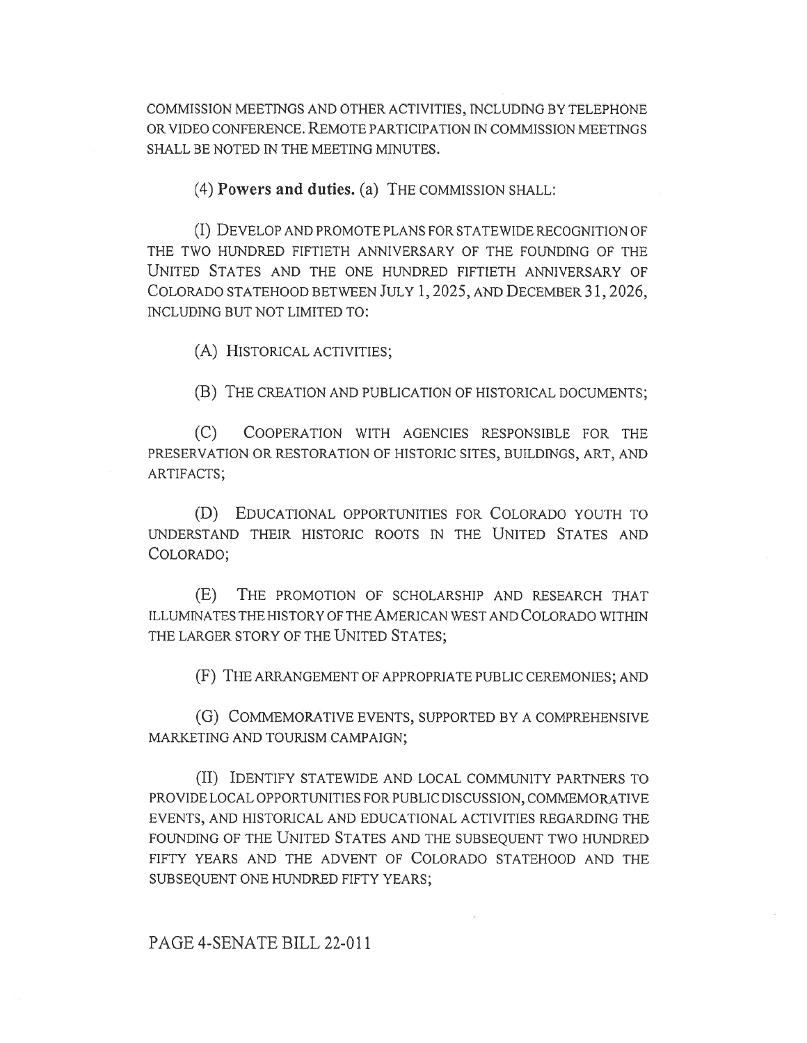COMMISSION MEETINGS AND OTHER ACTIVITIES, INCLUDING BY TELEPHONE OR VIDEO CONFERENCE. REMOTE PARTICIPATION IN COMMISSION MEETINGS SHALL BE NOTED IN THE MEETING MINUTES.

(4) **Powers and duties.** (a) THE COMMISSION SHALL:

(I) DEVELOP AND PROMOTE PLANS FOR STATEWIDE RECOGNITION OF THE TWO HUNDRED FIFTIETH ANNIVERSARY OF THE FOUNDING OF THE UNITED STATES AND THE ONE HUNDRED FIFTIETH ANNIVERSARY OF COLORADO STATEHOOD BETWEEN JULY 1, 2025, AND DECEMBER 31, 2026, INCLUDING BUT NOT LIMITED TO:

(A) HISTORICAL ACTIVITIES;

(B) THE CREATION AND PUBLICATION OF HISTORICAL DOCUMENTS;

(C) COOPERATION WITH AGENCIES RESPONSIBLE FOR THE PRESERVATION OR RESTORATION OF HISTORIC SITES, BUILDINGS, ART, AND ARTIFACTS;

(D) EDUCATIONAL OPPORTUNITIES FOR COLORADO YOUTH TO UNDERSTAND THEIR HISTORIC ROOTS IN THE UNITED STATES AND COLORADO;

(E) THE PROMOTION OF SCHOLARSHIP AND RESEARCH THAT ILLUMINATES THE HISTORY OF THE AMERICAN WEST AND COLORADO WITHIN THE LARGER STORY OF THE UNITED STATES;

(F) THE ARRANGEMENT OF APPROPRIATE PUBLIC CEREMONIES; AND

(G) COMMEMORATIVE EVENTS, SUPPORTED BY A COMPREHENSIVE MARKETING AND TOURISM CAMPAIGN;

(II) IDENTIFY STATEWIDE AND LOCAL COMMUNITY PARTNERS TO PROVIDE LOCAL OPPORTUNITIES FOR PUBLIC DISCUSSION, COMMEMORATIVE EVENTS, AND HISTORICAL AND EDUCATIONAL ACTIVITIES REGARDING THE FOUNDING OF THE UNITED STATES AND THE SUBSEQUENT TWO HUNDRED FIFTY YEARS AND THE ADVENT OF COLORADO STATEHOOD AND THE SUBSEQUENT ONE HUNDRED FIFTY YEARS;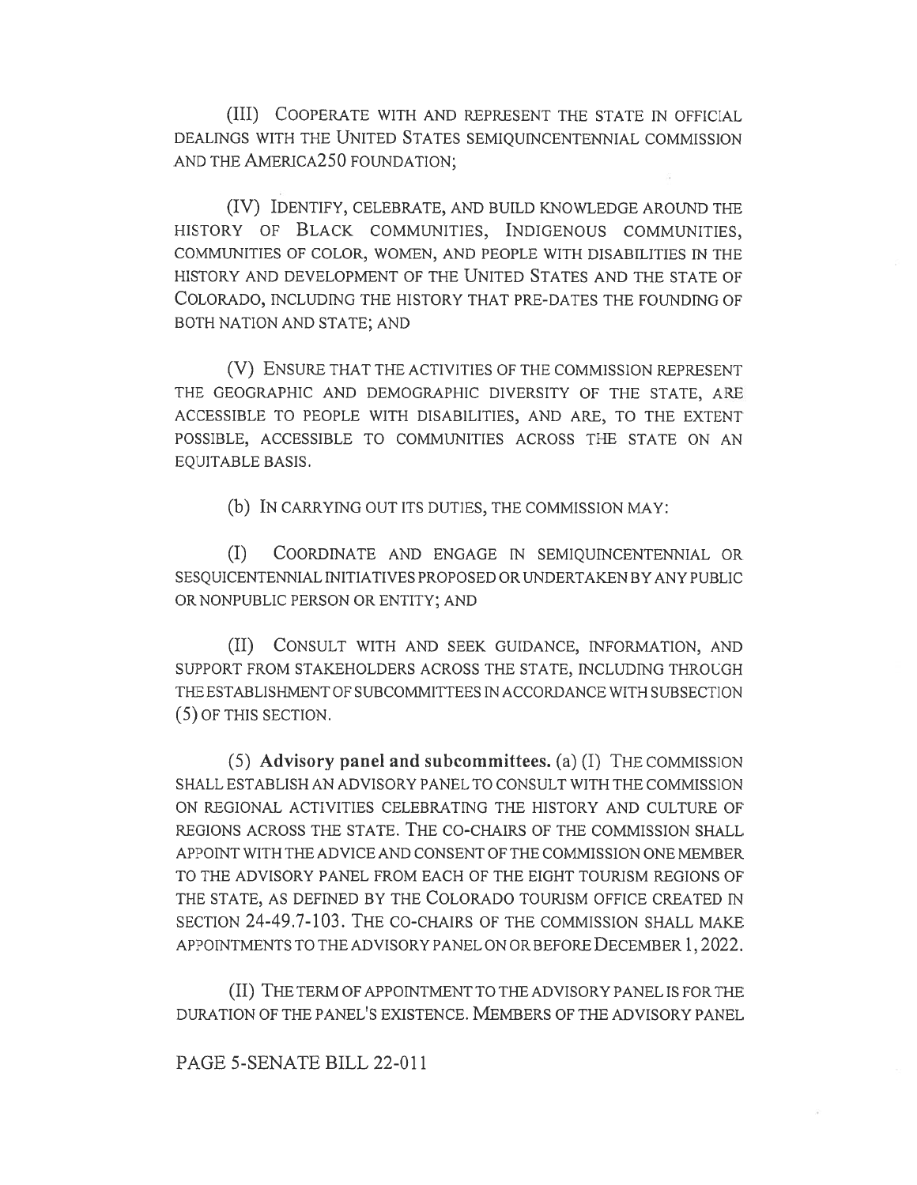(III) COOPERATE WITH AND REPRESENT THE STATE IN OFFICIAL DEALINGS WITH THE UNITED STATES SEMIQUINCENTENNIAL COMMISSION AND THE AMERICA250 FOUNDATION;

(IV) IDENTIFY, CELEBRATE, AND BUILD KNOWLEDGE AROUND THE HISTORY OF BLACK COMMUNITIES, INDIGENOUS COMMUNITIES, COMMUNITIES OF COLOR, WOMEN, AND PEOPLE WITH DISABILITIES IN THE HISTORY AND DEVELOPMENT OF THE UNITED STATES AND THE STATE OF COLORADO, INCLUDING THE HISTORY THAT PRE-DATES THE FOUNDING OF BOTH NATION AND STATE; AND

(V) ENSURE THAT THE ACTIVITIES OF THE COMMISSION REPRESENT THE GEOGRAPHIC AND DEMOGRAPHIC DIVERSITY OF THE STATE, ARE ACCESSIBLE TO PEOPLE WITH DISABILITIES, AND ARE, TO THE EXTENT POSSIBLE, ACCESSIBLE TO COMMUNITIES ACROSS THE STATE ON AN EQUITABLE BASIS.

(b) IN CARRYING OUT ITS DUTIES, THE COMMISSION MAY:

(I) COORDINATE AND ENGAGE IN SEMIQUINCENTENNIAL OR SESQUICENTENNIAL INITIATIVES PROPOSED OR UNDERTAKEN BY ANY PUBLIC OR NONPUBLIC PERSON OR ENTITY; AND

(II) CONSULT WITH AND SEEK GUIDANCE, INFORMATION, AND SUPPORT FROM STAKEHOLDERS ACROSS THE STATE, INCLUDING THROUGH THE ESTABLISHMENT OF SUBCOMMITTEES IN ACCORDANCE WITH SUBSECTION (5) OF THIS SECTION.

(5) **Advisory panel and subcommittees.** (a) (I) THE COMMISSION SHALL ESTABLISH AN ADVISORY PANEL TO CONSULT WITH THE COMMISSION ON REGIONAL ACTIVITIES CELEBRATING THE HISTORY AND CULTURE OF REGIONS ACROSS THE STATE. THE CO-CHAIRS OF THE COMMISSION SHALL APPOINT WITH THE ADVICE AND CONSENT OF THE COMMISSION ONE MEMBER TO THE ADVISORY PANEL FROM EACH OF THE EIGHT TOURISM REGIONS OF THE STATE, AS DEFINED BY THE COLORADO TOURISM OFFICE CREATED IN SECTION 24-49.7-103. THE CO-CHAIRS OF THE COMMISSION SHALL MAKE APPOINTMENTS TO THE ADVISORY PANEL ON OR BEFORE DECEMBER 1, 2022.

(II) THE TERM OF APPOINTMENT TO THE ADVISORY PANEL IS FOR THE DURATION OF THE PANEL'S EXISTENCE. MEMBERS OF THE ADVISORY PANEL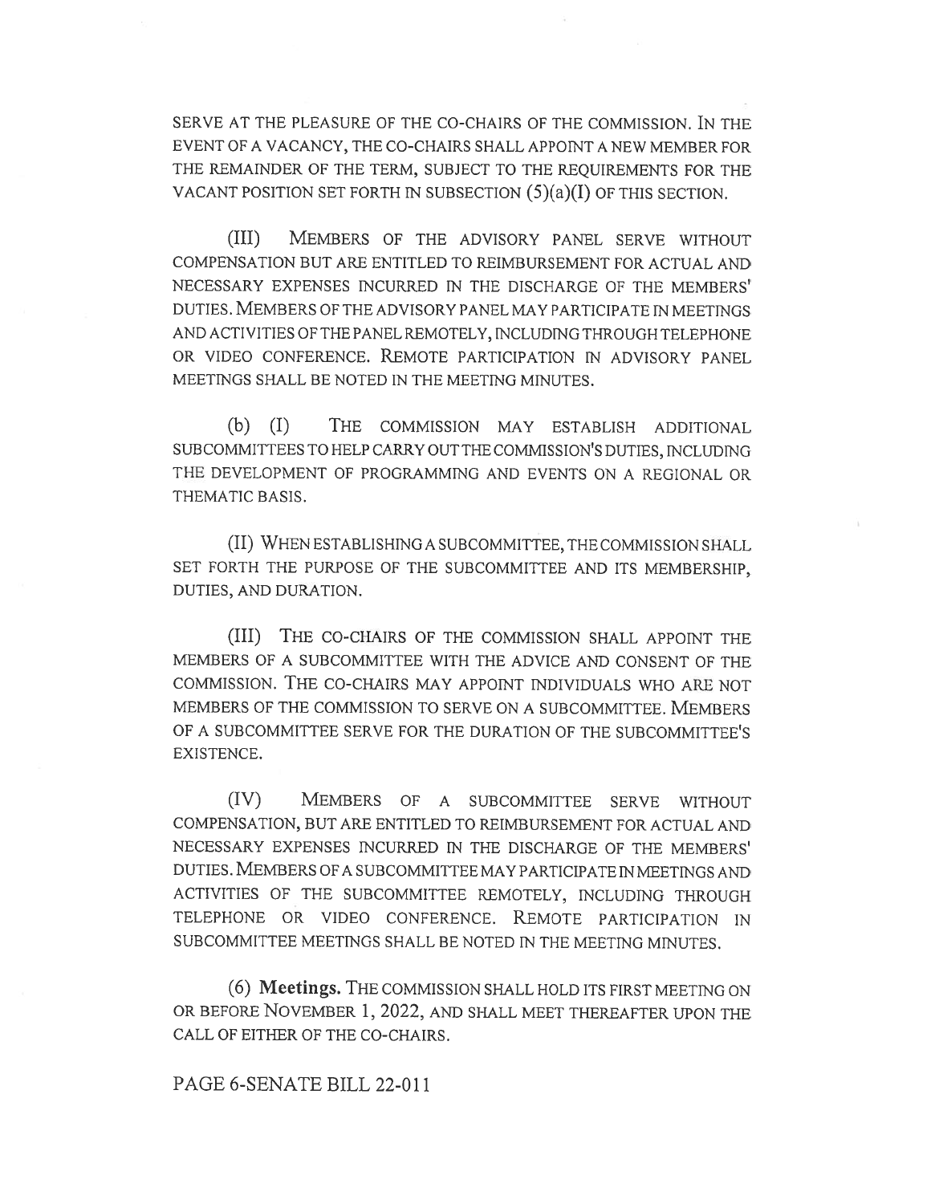SERVE AT THE PLEASURE OF THE CO-CHAIRS OF THE COMMISSION. IN THE EVENT OF A VACANCY, THE CO-CHAIRS SHALL APPOINT A NEW MEMBER FOR THE REMAINDER OF THE TERM, SUBJECT TO THE REQUIREMENTS FOR THE VACANT POSITION SET FORTH IN SUBSECTION (5)(a)(I) OF THIS SECTION.

(III) MEMBERS OF THE ADVISORY PANEL SERVE WITHOUT COMPENSATION BUT ARE ENTITLED TO REIMBURSEMENT FOR ACTUAL AND NECESSARY EXPENSES INCURRED IN THE DISCHARGE OF THE MEMBERS' DUTIES. MEMBERS OF THE ADVISORY PANEL MAY PARTICIPATE IN MEETINGS AND ACTIVITIES OF THE PANEL REMOTELY, INCLUDING THROUGH TELEPHONE OR VIDEO CONFERENCE. REMOTE PARTICIPATION IN ADVISORY PANEL MEETINGS SHALL BE NOTED IN THE MEETING MINUTES.

(b) (I) THE COMMISSION MAY ESTABLISH ADDITIONAL SUBCOMMITTEES TO HELP CARRY OUT THE COMMISSION'S DUTIES, INCLUDING THE DEVELOPMENT OF PROGRAMMING AND EVENTS ON A REGIONAL OR THEMATIC BASIS.

(II) WHEN ESTABLISHING A SUBCOMMITTEE, THE COMMISSION SHALL SET FORTH THE PURPOSE OF THE SUBCOMMITTEE AND ITS MEMBERSHIP, DUTIES, AND DURATION.

(III) THE CO-CHAIRS OF THE COMMISSION SHALL APPOINT THE MEMBERS OF A SUBCOMMITTEE WITH THE ADVICE AND CONSENT OF THE COMMISSION. THE CO-CHAIRS MAY APPOINT INDIVIDUALS WHO ARE NOT MEMBERS OF THE COMMISSION TO SERVE ON A SUBCOMMITTEE. MEMBERS OF A SUBCOMMITTEE SERVE FOR THE DURATION OF THE SUBCOMMITTEE'S EXISTENCE.

(IV) MEMBERS OF A SUBCOMMITTEE SERVE WITHOUT COMPENSATION, BUT ARE ENTITLED TO REIMBURSEMENT FOR ACTUAL AND NECESSARY EXPENSES INCURRED IN THE DISCHARGE OF THE MEMBERS' DUTIES. MEMBERS OF A SUBCOMMITTEE MAY PARTICIPATE IN MEETINGS AND ACTIVITIES OF THE SUBCOMMITTEE REMOTELY, INCLUDING THROUGH TELEPHONE OR VIDEO CONFERENCE. REMOTE PARTICIPATION IN SUBCOMMITTEE MEETINGS SHALL BE NOTED IN THE MEETING MINUTES.

(6) **Meetings.** THE COMMISSION SHALL HOLD ITS FIRST MEETING ON OR BEFORE NOVEMBER 1, 2022, AND SHALL MEET THEREAFTER UPON THE CALL OF EITHER OF THE CO-CHAIRS.

PAGE 6-SENATE BILL 22-011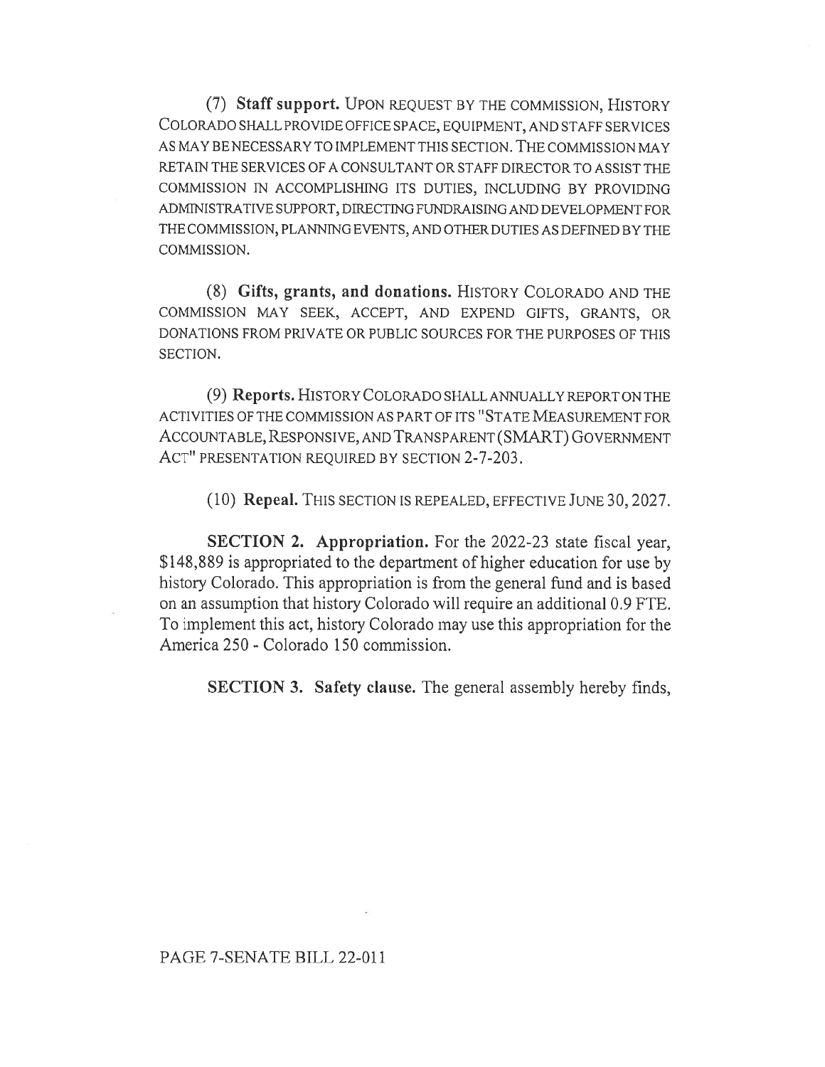(7) **Staff support.** UPON REQUEST BY THE COMMISSION, HISTORY COLORADO SHALL PROVIDE OFFICE SPACE, EQUIPMENT, AND STAFF SERVICES AS MAY BE NECESSARY TO IMPLEMENT THIS SECTION. THE COMMISSION MAY RETAIN THE SERVICES OF A CONSULTANT OR STAFF DIRECTOR TO ASSIST THE COMMISSION IN ACCOMPLISHING ITS DUTIES, INCLUDING BY PROVIDING ADMINISTRATIVE SUPPORT, DIRECTING FUNDRAISING AND DEVELOPMENT FOR THE COMMISSION, PLANNING EVENTS, AND OTHER DUTIES AS DEFINED BY THE COMMISSION.

(8) **Gifts, grants, and donations.** HISTORY COLORADO AND THE COMMISSION MAY SEEK, ACCEPT, AND EXPEND GIFTS, GRANTS, OR DONATIONS FROM PRIVATE OR PUBLIC SOURCES FOR THE PURPOSES OF THIS SECTION.

(9) **Reports.** HISTORY COLORADO SHALL ANNUALLY REPORT ON THE ACTIVITIES OF THE COMMISSION AS PART OF ITS "STATE MEASUREMENT FOR ACCOUNTABLE, RESPONSIVE, AND TRANSPARENT (SMART) GOVERNMENT ACT" PRESENTATION REQUIRED BY SECTION 2-7-203.

(10) **Repeal.** THIS SECTION IS REPEALED, EFFECTIVE JUNE 30, 2027.

**SECTION 2. Appropriation.** For the 2022-23 state fiscal year, $148,889 is appropriated to the department of higher education for use by history Colorado. This appropriation is from the general fund and is based on an assumption that history Colorado will require an additional 0.9 FTE. To implement this act, history Colorado may use this appropriation for the America 250 - Colorado 150 commission.

**SECTION 3. Safety clause.** The general assembly hereby finds,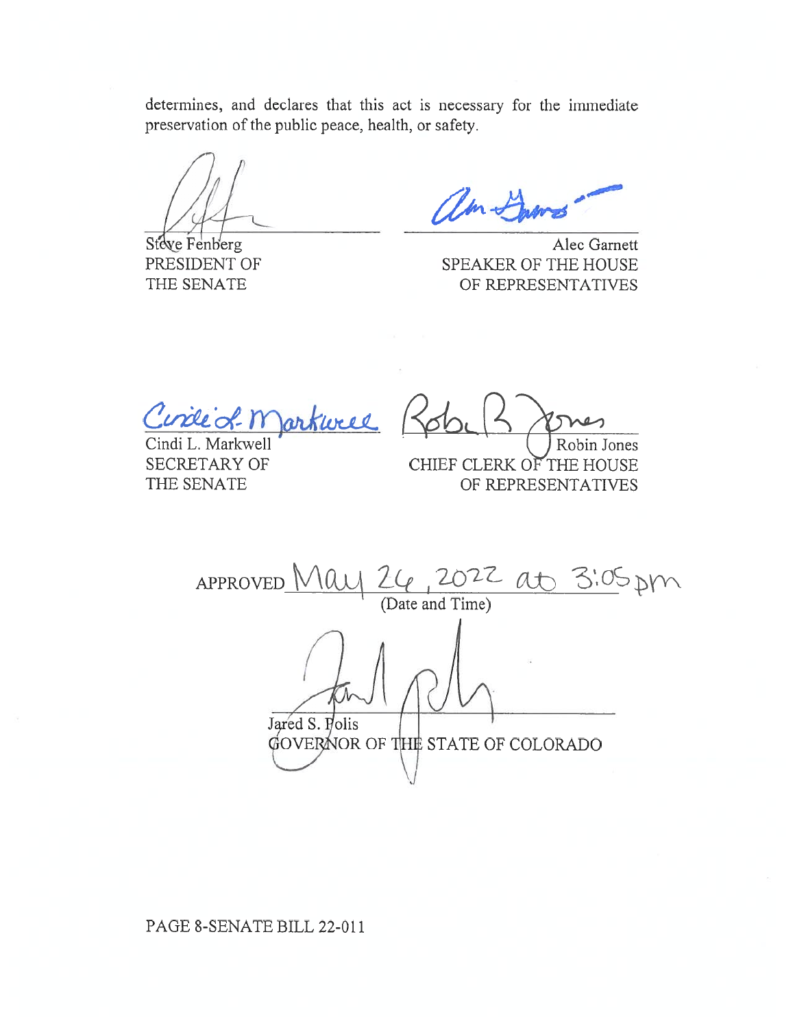determines, and declares that this act is necessary for the immediate preservation of the public peace, health, or safety.

Steve Fenberg
PRESIDENT OF
THE SENATE

Alec Garnett
SPEAKER OF THE HOUSE
OF REPRESENTATIVES

Cindi L. Markwell
SECRETARY OF
THE SENATE

Robin Jones
CHIEF CLERK OF THE HOUSE
OF REPRESENTATIVES

APPROVED May 26, 2022 at 3:05 pm
(Date and Time)

Jared S. Polis
GOVERNOR OF THE STATE OF COLORADO

PAGE 8-SENATE BILL 22-011